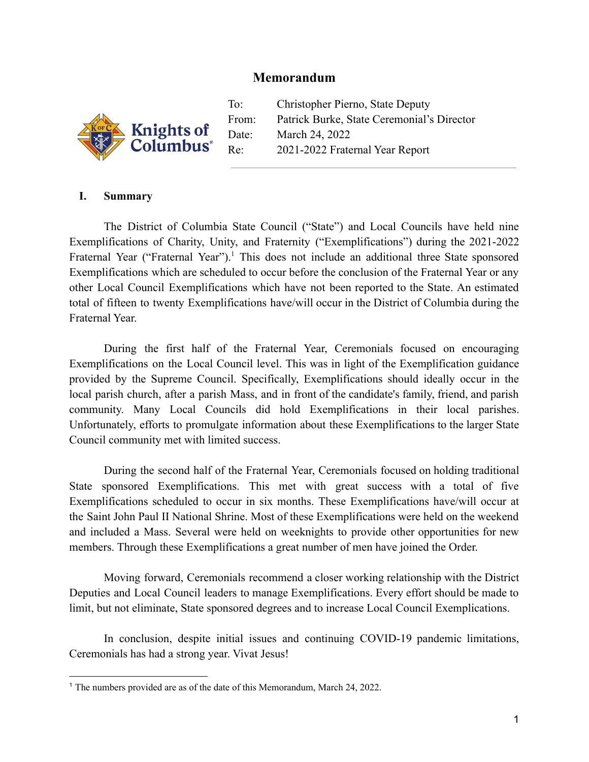# Memorandum

| | |
|---|---|
| To: | Christopher Pierno, State Deputy |
| From: | Patrick Burke, State Ceremonial's Director |
| Date: | March 24, 2022 |
| Re: | 2021-2022 Fraternal Year Report |

---

## I. Summary

The District of Columbia State Council ("State") and Local Councils have held nine Exemplifications of Charity, Unity, and Fraternity ("Exemplifications") during the 2021-2022 Fraternal Year ("Fraternal Year").[1] This does not include an additional three State sponsored Exemplifications which are scheduled to occur before the conclusion of the Fraternal Year or any other Local Council Exemplifications which have not been reported to the State. An estimated total of fifteen to twenty Exemplifications have/will occur in the District of Columbia during the Fraternal Year.

During the first half of the Fraternal Year, Ceremonials focused on encouraging Exemplifications on the Local Council level. This was in light of the Exemplification guidance provided by the Supreme Council. Specifically, Exemplifications should ideally occur in the local parish church, after a parish Mass, and in front of the candidate's family, friend, and parish community. Many Local Councils did hold Exemplifications in their local parishes. Unfortunately, efforts to promulgate information about these Exemplifications to the larger State Council community met with limited success.

During the second half of the Fraternal Year, Ceremonials focused on holding traditional State sponsored Exemplifications. This met with great success with a total of five Exemplifications scheduled to occur in six months. These Exemplifications have/will occur at the Saint John Paul II National Shrine. Most of these Exemplifications were held on the weekend and included a Mass. Several were held on weeknights to provide other opportunities for new members. Through these Exemplifications a great number of men have joined the Order.

Moving forward, Ceremonials recommend a closer working relationship with the District Deputies and Local Council leaders to manage Exemplifications. Every effort should be made to limit, but not eliminate, State sponsored degrees and to increase Local Council Exemplifications.

In conclusion, despite initial issues and continuing COVID-19 pandemic limitations, Ceremonials has had a strong year. Vivat Jesus!

---

[1] The numbers provided are as of the date of this Memorandum, March 24, 2022.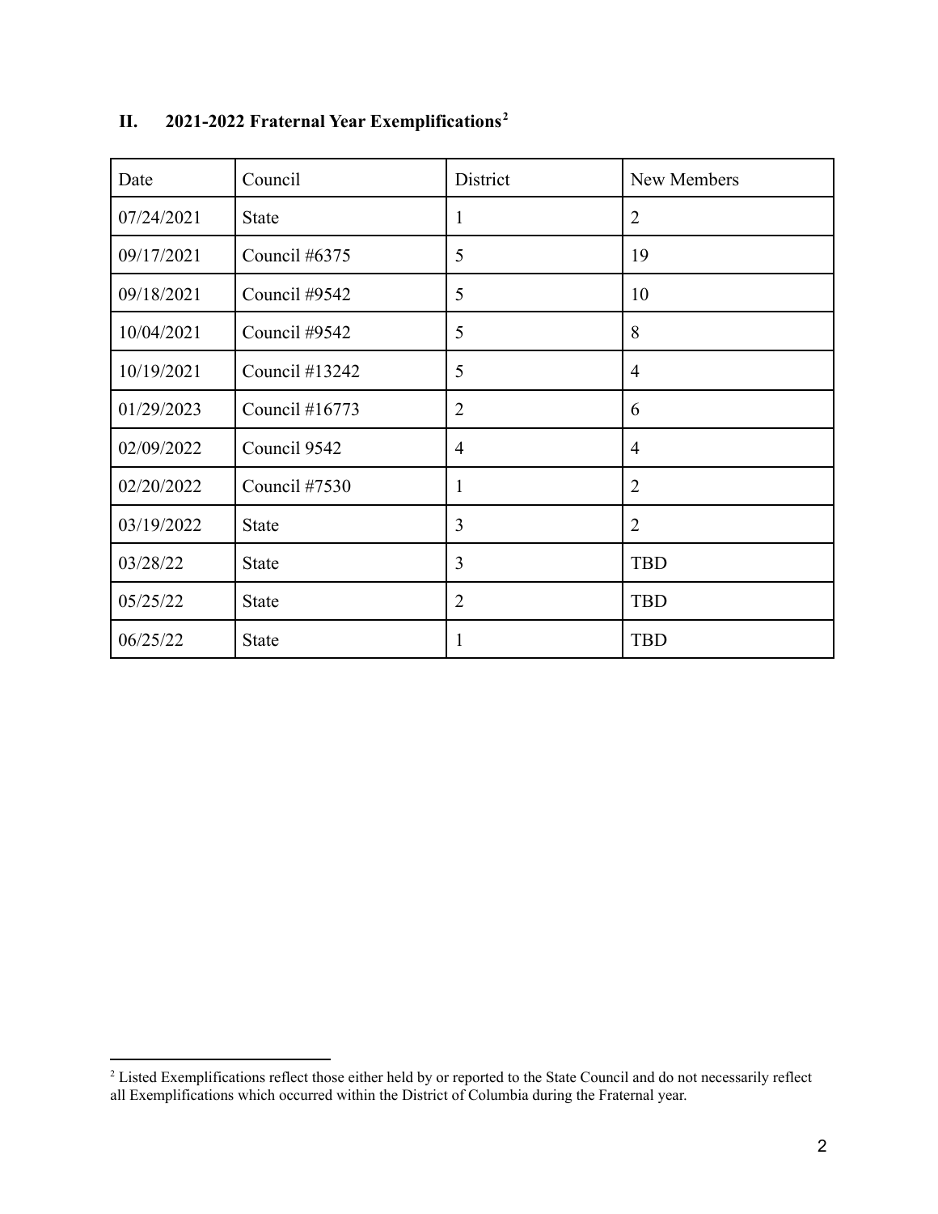## II. 2021-2022 Fraternal Year Exemplifications[2]

| Date | Council | District | New Members |
|---|---|---|---|
| 07/24/2021 | State | 1 | 2 |
| 09/17/2021 | Council #6375 | 5 | 19 |
| 09/18/2021 | Council #9542 | 5 | 10 |
| 10/04/2021 | Council #9542 | 5 | 8 |
| 10/19/2021 | Council #13242 | 5 | 4 |
| 01/29/2023 | Council #16773 | 2 | 6 |
| 02/09/2022 | Council 9542 | 4 | 4 |
| 02/20/2022 | Council #7530 | 1 | 2 |
| 03/19/2022 | State | 3 | 2 |
| 03/28/22 | State | 3 | TBD |
| 05/25/22 | State | 2 | TBD |
| 06/25/22 | State | 1 | TBD |

[2] Listed Exemplifications reflect those either held by or reported to the State Council and do not necessarily reflect all Exemplifications which occurred within the District of Columbia during the Fraternal year.